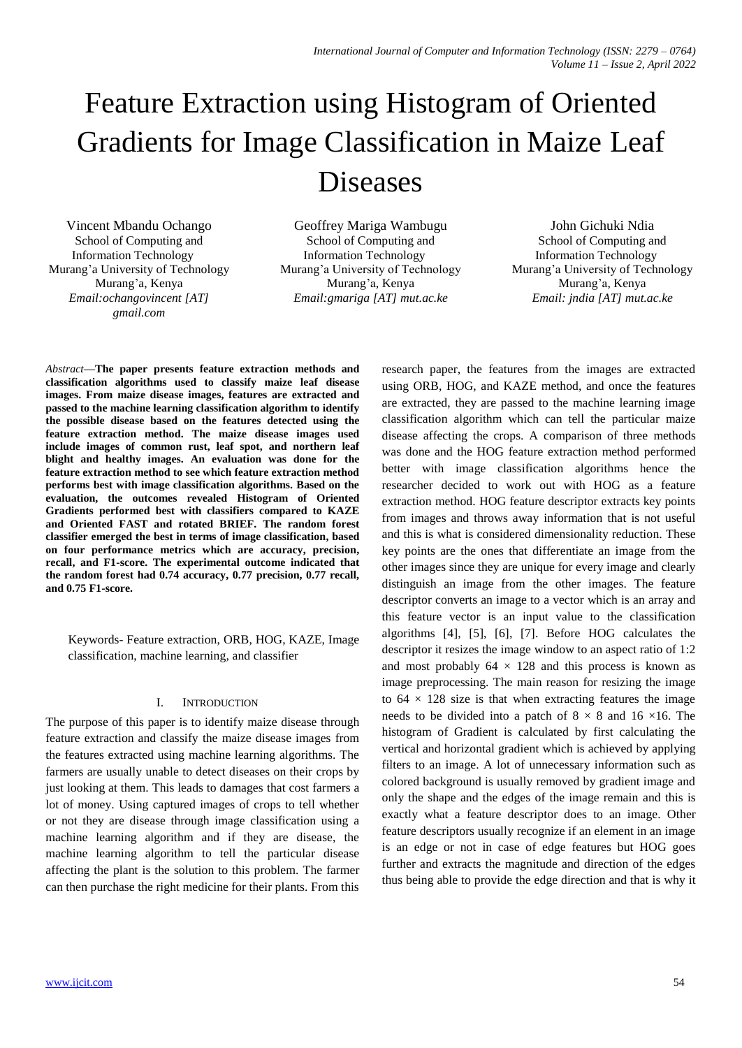# Feature Extraction using Histogram of Oriented Gradients for Image Classification in Maize Leaf Diseases

Vincent Mbandu Ochango
School of Computing and Information Technology
Murang'a University of Technology
Murang'a, Kenya
*Email:ochangovincent [AT] gmail.com*

Geoffrey Mariga Wambugu
School of Computing and Information Technology
Murang'a University of Technology
Murang'a, Kenya
*Email:gmariga [AT] mut.ac.ke*

John Gichuki Ndia
School of Computing and Information Technology
Murang'a University of Technology
Murang'a, Kenya
*Email: jndia [AT] mut.ac.ke*

*Abstract*—**The paper presents feature extraction methods and classification algorithms used to classify maize leaf disease images. From maize disease images, features are extracted and passed to the machine learning classification algorithm to identify the possible disease based on the features detected using the feature extraction method. The maize disease images used include images of common rust, leaf spot, and northern leaf blight and healthy images. An evaluation was done for the feature extraction method to see which feature extraction method performs best with image classification algorithms. Based on the evaluation, the outcomes revealed Histogram of Oriented Gradients performed best with classifiers compared to KAZE and Oriented FAST and rotated BRIEF. The random forest classifier emerged the best in terms of image classification, based on four performance metrics which are accuracy, precision, recall, and F1-score. The experimental outcome indicated that the random forest had 0.74 accuracy, 0.77 precision, 0.77 recall, and 0.75 F1-score.**

Keywords- Feature extraction, ORB, HOG, KAZE, Image classification, machine learning, and classifier

## I. Introduction

The purpose of this paper is to identify maize disease through feature extraction and classify the maize disease images from the features extracted using machine learning algorithms. The farmers are usually unable to detect diseases on their crops by just looking at them. This leads to damages that cost farmers a lot of money. Using captured images of crops to tell whether or not they are disease through image classification using a machine learning algorithm and if they are disease, the machine learning algorithm to tell the particular disease affecting the plant is the solution to this problem. The farmer can then purchase the right medicine for their plants. From this research paper, the features from the images are extracted using ORB, HOG, and KAZE method, and once the features are extracted, they are passed to the machine learning image classification algorithm which can tell the particular maize disease affecting the crops. A comparison of three methods was done and the HOG feature extraction method performed better with image classification algorithms hence the researcher decided to work out with HOG as a feature extraction method. HOG feature descriptor extracts key points from images and throws away information that is not useful and this is what is considered dimensionality reduction. These key points are the ones that differentiate an image from the other images since they are unique for every image and clearly distinguish an image from the other images. The feature descriptor converts an image to a vector which is an array and this feature vector is an input value to the classification algorithms [4], [5], [6], [7]. Before HOG calculates the descriptor it resizes the image window to an aspect ratio of 1:2 and most probably $64 \times 128$ and this process is known as image preprocessing. The main reason for resizing the image to $64 \times 128$ size is that when extracting features the image needs to be divided into a patch of $8 \times 8$ and $16 \times 16$. The histogram of Gradient is calculated by first calculating the vertical and horizontal gradient which is achieved by applying filters to an image. A lot of unnecessary information such as colored background is usually removed by gradient image and only the shape and the edges of the image remain and this is exactly what a feature descriptor does to an image. Other feature descriptors usually recognize if an element in an image is an edge or not in case of edge features but HOG goes further and extracts the magnitude and direction of the edges thus being able to provide the edge direction and that is why it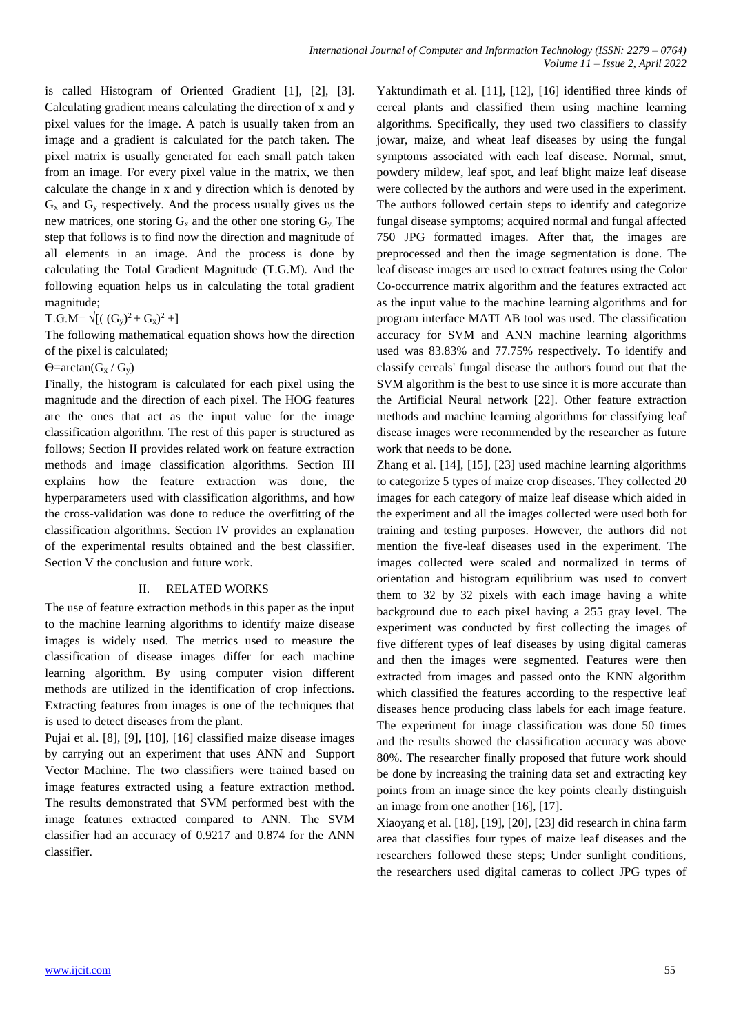is called Histogram of Oriented Gradient [1], [2], [3]. Calculating gradient means calculating the direction of x and y pixel values for the image. A patch is usually taken from an image and a gradient is calculated for the patch taken. The pixel matrix is usually generated for each small patch taken from an image. For every pixel value in the matrix, we then calculate the change in x and y direction which is denoted by $G_x$ and $G_y$ respectively. And the process usually gives us the new matrices, one storing $G_x$ and the other one storing $G_y$. The step that follows is to find now the direction and magnitude of all elements in an image. And the process is done by calculating the Total Gradient Magnitude (T.G.M). And the following equation helps us in calculating the total gradient magnitude;

$$T.G.M = \sqrt{[((G_y)^2 + G_x)^2 +]}$$

The following mathematical equation shows how the direction of the pixel is calculated;

$$\Theta = \arctan(G_x / G_y)$$

Finally, the histogram is calculated for each pixel using the magnitude and the direction of each pixel. The HOG features are the ones that act as the input value for the image classification algorithm. The rest of this paper is structured as follows; Section II provides related work on feature extraction methods and image classification algorithms. Section III explains how the feature extraction was done, the hyperparameters used with classification algorithms, and how the cross-validation was done to reduce the overfitting of the classification algorithms. Section IV provides an explanation of the experimental results obtained and the best classifier. Section V the conclusion and future work.

## II. RELATED WORKS

The use of feature extraction methods in this paper as the input to the machine learning algorithms to identify maize disease images is widely used. The metrics used to measure the classification of disease images differ for each machine learning algorithm. By using computer vision different methods are utilized in the identification of crop infections. Extracting features from images is one of the techniques that is used to detect diseases from the plant.

Pujai et al. [8], [9], [10], [16] classified maize disease images by carrying out an experiment that uses ANN and Support Vector Machine. The two classifiers were trained based on image features extracted using a feature extraction method. The results demonstrated that SVM performed best with the image features extracted compared to ANN. The SVM classifier had an accuracy of 0.9217 and 0.874 for the ANN classifier.

Yaktundimath et al. [11], [12], [16] identified three kinds of cereal plants and classified them using machine learning algorithms. Specifically, they used two classifiers to classify jowar, maize, and wheat leaf diseases by using the fungal symptoms associated with each leaf disease. Normal, smut, powdery mildew, leaf spot, and leaf blight maize leaf disease were collected by the authors and were used in the experiment. The authors followed certain steps to identify and categorize fungal disease symptoms; acquired normal and fungal affected 750 JPG formatted images. After that, the images are preprocessed and then the image segmentation is done. The leaf disease images are used to extract features using the Color Co-occurrence matrix algorithm and the features extracted act as the input value to the machine learning algorithms and for program interface MATLAB tool was used. The classification accuracy for SVM and ANN machine learning algorithms used was 83.83% and 77.75% respectively. To identify and classify cereals' fungal disease the authors found out that the SVM algorithm is the best to use since it is more accurate than the Artificial Neural network [22]. Other feature extraction methods and machine learning algorithms for classifying leaf disease images were recommended by the researcher as future work that needs to be done.

Zhang et al. [14], [15], [23] used machine learning algorithms to categorize 5 types of maize crop diseases. They collected 20 images for each category of maize leaf disease which aided in the experiment and all the images collected were used both for training and testing purposes. However, the authors did not mention the five-leaf diseases used in the experiment. The images collected were scaled and normalized in terms of orientation and histogram equilibrium was used to convert them to 32 by 32 pixels with each image having a white background due to each pixel having a 255 gray level. The experiment was conducted by first collecting the images of five different types of leaf diseases by using digital cameras and then the images were segmented. Features were then extracted from images and passed onto the KNN algorithm which classified the features according to the respective leaf diseases hence producing class labels for each image feature. The experiment for image classification was done 50 times and the results showed the classification accuracy was above 80%. The researcher finally proposed that future work should be done by increasing the training data set and extracting key points from an image since the key points clearly distinguish an image from one another [16], [17].

Xiaoyang et al. [18], [19], [20], [23] did research in china farm area that classifies four types of maize leaf diseases and the researchers followed these steps; Under sunlight conditions, the researchers used digital cameras to collect JPG types of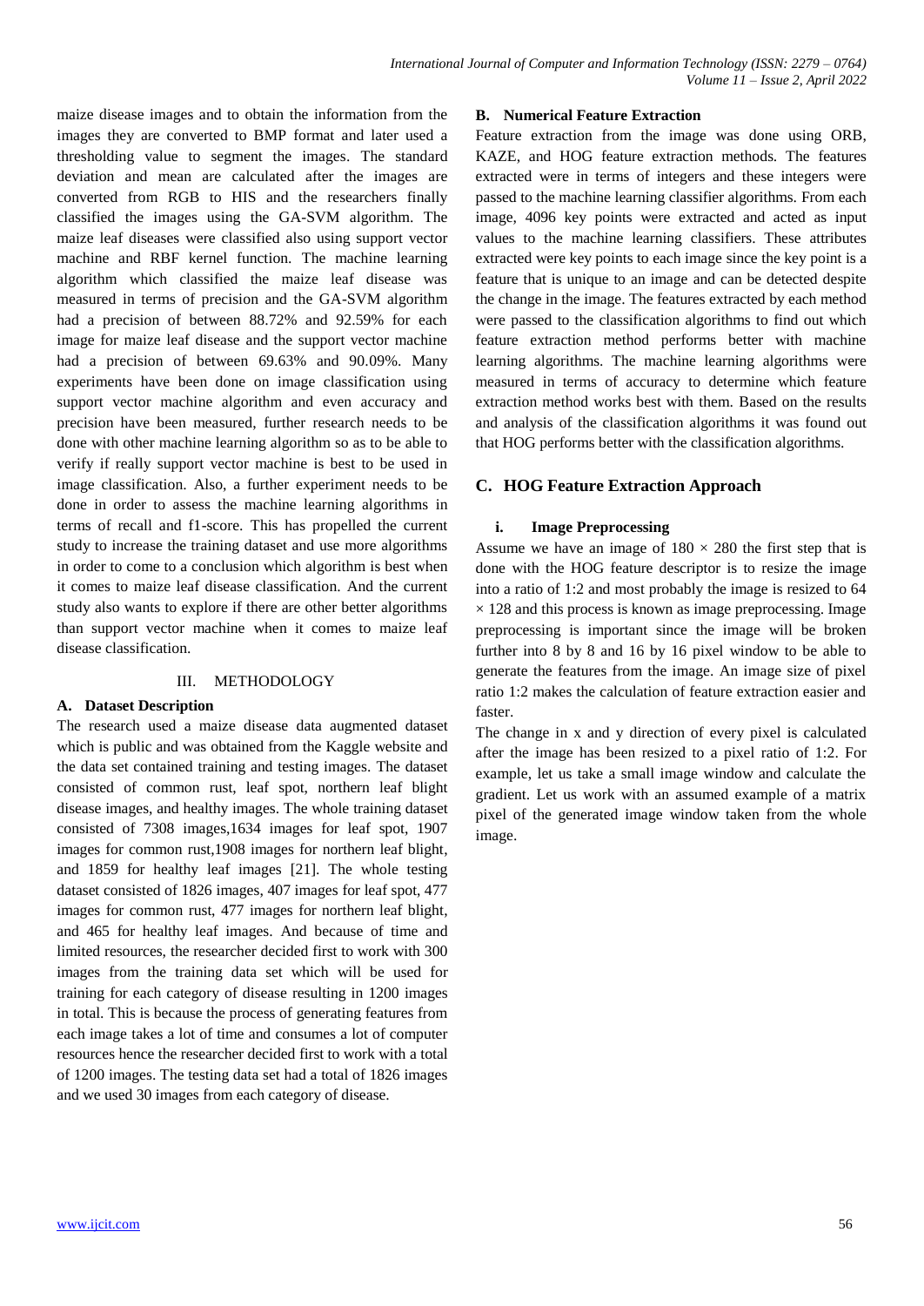maize disease images and to obtain the information from the images they are converted to BMP format and later used a thresholding value to segment the images. The standard deviation and mean are calculated after the images are converted from RGB to HIS and the researchers finally classified the images using the GA-SVM algorithm. The maize leaf diseases were classified also using support vector machine and RBF kernel function. The machine learning algorithm which classified the maize leaf disease was measured in terms of precision and the GA-SVM algorithm had a precision of between 88.72% and 92.59% for each image for maize leaf disease and the support vector machine had a precision of between 69.63% and 90.09%. Many experiments have been done on image classification using support vector machine algorithm and even accuracy and precision have been measured, further research needs to be done with other machine learning algorithm so as to be able to verify if really support vector machine is best to be used in image classification. Also, a further experiment needs to be done in order to assess the machine learning algorithms in terms of recall and f1-score. This has propelled the current study to increase the training dataset and use more algorithms in order to come to a conclusion which algorithm is best when it comes to maize leaf disease classification. And the current study also wants to explore if there are other better algorithms than support vector machine when it comes to maize leaf disease classification.

## III. METHODOLOGY

### A. Dataset Description

The research used a maize disease data augmented dataset which is public and was obtained from the Kaggle website and the data set contained training and testing images. The dataset consisted of common rust, leaf spot, northern leaf blight disease images, and healthy images. The whole training dataset consisted of 7308 images,1634 images for leaf spot, 1907 images for common rust,1908 images for northern leaf blight, and 1859 for healthy leaf images [21]. The whole testing dataset consisted of 1826 images, 407 images for leaf spot, 477 images for common rust, 477 images for northern leaf blight, and 465 for healthy leaf images. And because of time and limited resources, the researcher decided first to work with 300 images from the training data set which will be used for training for each category of disease resulting in 1200 images in total. This is because the process of generating features from each image takes a lot of time and consumes a lot of computer resources hence the researcher decided first to work with a total of 1200 images. The testing data set had a total of 1826 images and we used 30 images from each category of disease.

### B. Numerical Feature Extraction

Feature extraction from the image was done using ORB, KAZE, and HOG feature extraction methods. The features extracted were in terms of integers and these integers were passed to the machine learning classifier algorithms. From each image, 4096 key points were extracted and acted as input values to the machine learning classifiers. These attributes extracted were key points to each image since the key point is a feature that is unique to an image and can be detected despite the change in the image. The features extracted by each method were passed to the classification algorithms to find out which feature extraction method performs better with machine learning algorithms. The machine learning algorithms were measured in terms of accuracy to determine which feature extraction method works best with them. Based on the results and analysis of the classification algorithms it was found out that HOG performs better with the classification algorithms.

### C. HOG Feature Extraction Approach

#### i. Image Preprocessing

Assume we have an image of $180 \times 280$ the first step that is done with the HOG feature descriptor is to resize the image into a ratio of 1:2 and most probably the image is resized to $64 \times 128$ and this process is known as image preprocessing. Image preprocessing is important since the image will be broken further into 8 by 8 and 16 by 16 pixel window to be able to generate the features from the image. An image size of pixel ratio 1:2 makes the calculation of feature extraction easier and faster.

The change in x and y direction of every pixel is calculated after the image has been resized to a pixel ratio of 1:2. For example, let us take a small image window and calculate the gradient. Let us work with an assumed example of a matrix pixel of the generated image window taken from the whole image.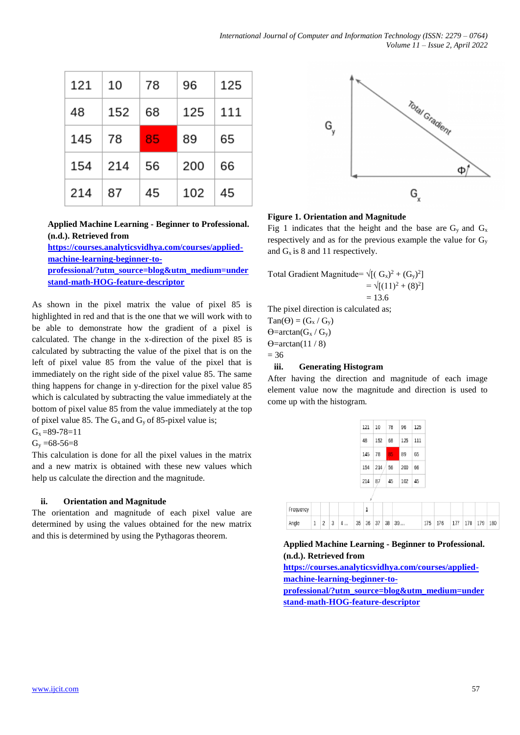| 121 | 10 | 78 | 96 | 125 |
|---|---|---|---|---|
| 48 | 152 | 68 | 125 | 111 |
| 145 | 78 | 85 | 89 | 65 |
| 154 | 214 | 56 | 200 | 66 |
| 214 | 87 | 45 | 102 | 45 |

**Applied Machine Learning - Beginner to Professional. (n.d.). Retrieved from https://courses.analyticsvidhya.com/courses/applied-machine-learning-beginner-to-professional/?utm_source=blog&utm_medium=understand-math-HOG-feature-descriptor**

As shown in the pixel matrix the value of pixel 85 is highlighted in red and that is the one that we will work with to be able to demonstrate how the gradient of a pixel is calculated. The change in the x-direction of the pixel 85 is calculated by subtracting the value of the pixel that is on the left of pixel value 85 from the value of the pixel that is immediately on the right side of the pixel value 85. The same thing happens for change in y-direction for the pixel value 85 which is calculated by subtracting the value immediately at the bottom of pixel value 85 from the value immediately at the top of pixel value 85. The $G_x$ and $G_y$ of 85-pixel value is;

$G_x = 89 - 78 = 11$

$G_y = 68 - 56 = 8$

This calculation is done for all the pixel values in the matrix and a new matrix is obtained with these new values which help us calculate the direction and the magnitude.

### ii. Orientation and Magnitude

The orientation and magnitude of each pixel value are determined by using the values obtained for the new matrix and this is determined by using the Pythagoras theorem.

**Figure 1. Orientation and Magnitude**

Fig 1 indicates that the height and the base are $G_y$ and $G_x$ respectively and as for the previous example the value for $G_y$ and $G_x$ is 8 and 11 respectively.

$$\text{Total Gradient Magnitude} = \sqrt{[(G_x)^2 + (G_y)^2]}$$
$$= \sqrt{[(11)^2 + (8)^2]}$$
$$= 13.6$$

The pixel direction is calculated as;

$\tan(\Theta) = (G_x / G_y)$

$\Theta = \arctan(G_x / G_y)$

$\Theta = \arctan(11 / 8)$

$= 36$

### iii. Generating Histogram

After having the direction and magnitude of each image element value now the magnitude and direction is used to come up with the histogram.

| 121 | 10 | 78 | 96 | 125 |
|---|---|---|---|---|
| 48 | 152 | 68 | 125 | 111 |
| 145 | 78 | 85 | 89 | 65 |
| 154 | 214 | 56 | 200 | 66 |
| 214 | 87 | 45 | 102 | 45 |

| Frequency | | | | | | 1 | | | | | | | | | |
|---|---|---|---|---|---|---|---|---|---|---|---|---|---|---|---|
| Angle | 1 | 2 | 3 | 4 ... | 35 | 36 | 37 | 38 | 39.... | 175 | 176 | 177 | 178 | 179 | 180 |

**Applied Machine Learning - Beginner to Professional. (n.d.). Retrieved from https://courses.analyticsvidhya.com/courses/applied-machine-learning-beginner-to-professional/?utm_source=blog&utm_medium=understand-math-HOG-feature-descriptor**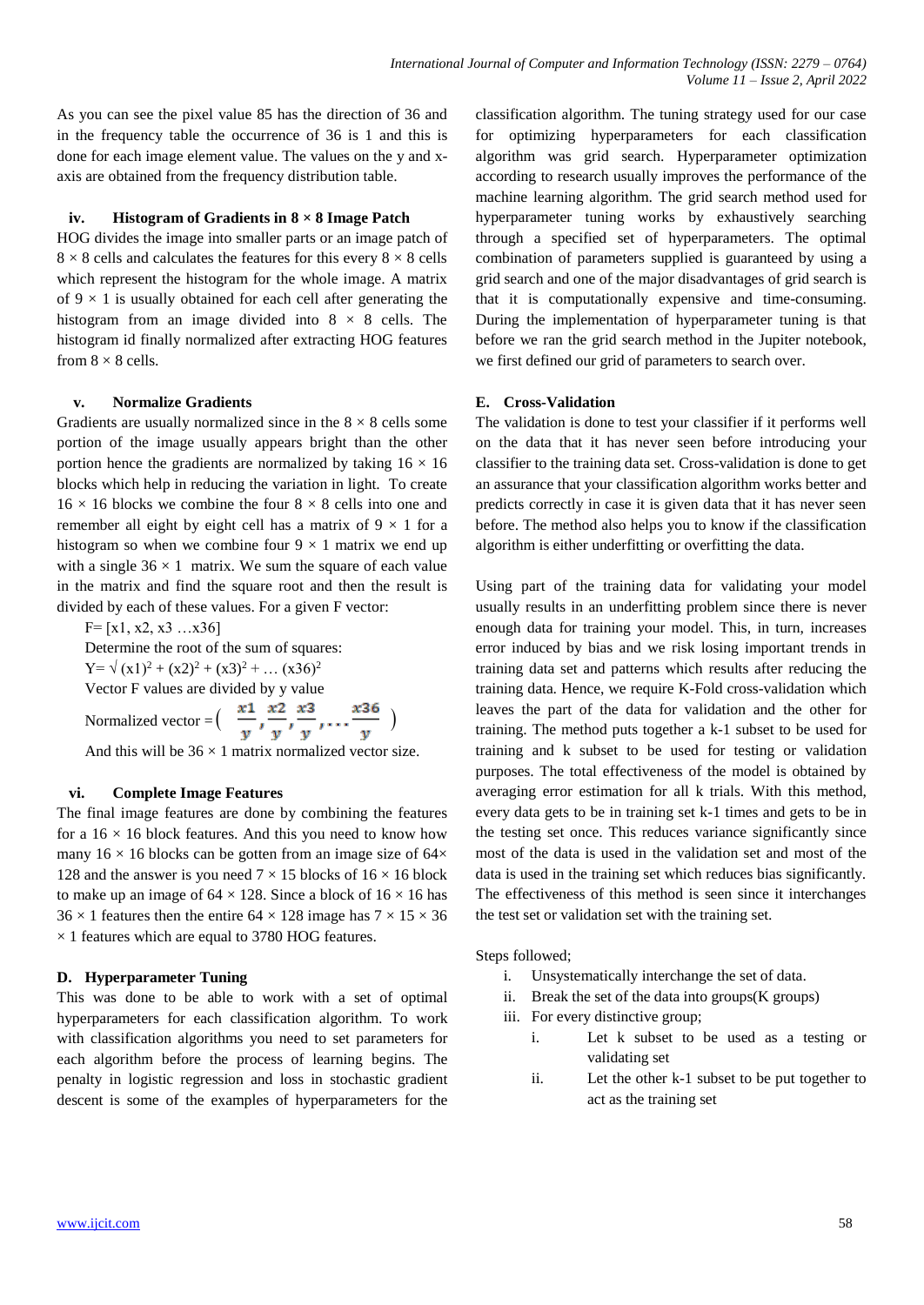As you can see the pixel value 85 has the direction of 36 and in the frequency table the occurrence of 36 is 1 and this is done for each image element value. The values on the y and x-axis are obtained from the frequency distribution table.

#### iv. Histogram of Gradients in 8 × 8 Image Patch

HOG divides the image into smaller parts or an image patch of 8 × 8 cells and calculates the features for this every 8 × 8 cells which represent the histogram for the whole image. A matrix of 9 × 1 is usually obtained for each cell after generating the histogram from an image divided into 8 × 8 cells. The histogram id finally normalized after extracting HOG features from 8 × 8 cells.

#### v. Normalize Gradients

Gradients are usually normalized since in the 8 × 8 cells some portion of the image usually appears bright than the other portion hence the gradients are normalized by taking 16 × 16 blocks which help in reducing the variation in light. To create 16 × 16 blocks we combine the four 8 × 8 cells into one and remember all eight by eight cell has a matrix of 9 × 1 for a histogram so when we combine four 9 × 1 matrix we end up with a single 36 × 1 matrix. We sum the square of each value in the matrix and find the square root and then the result is divided by each of these values. For a given F vector:

F= [x1, x2, x3 …x36]

Determine the root of the sum of squares:

$Y = \sqrt{(x1)^2 + (x2)^2 + (x3)^2 + \ldots (x36)^2}$

Vector F values are divided by y value

Normalized vector = $\left( \frac{x1}{y}, \frac{x2}{y}, \frac{x3}{y}, \ldots \frac{x36}{y} \right)$

And this will be 36 × 1 matrix normalized vector size.

#### vi. Complete Image Features

The final image features are done by combining the features for a 16 × 16 block features. And this you need to know how many 16 × 16 blocks can be gotten from an image size of 64× 128 and the answer is you need 7 × 15 blocks of 16 × 16 block to make up an image of 64 × 128. Since a block of 16 × 16 has 36 × 1 features then the entire 64 × 128 image has 7 × 15 × 36 × 1 features which are equal to 3780 HOG features.

### D. Hyperparameter Tuning

This was done to be able to work with a set of optimal hyperparameters for each classification algorithm. To work with classification algorithms you need to set parameters for each algorithm before the process of learning begins. The penalty in logistic regression and loss in stochastic gradient descent is some of the examples of hyperparameters for the classification algorithm. The tuning strategy used for our case for optimizing hyperparameters for each classification algorithm was grid search. Hyperparameter optimization according to research usually improves the performance of the machine learning algorithm. The grid search method used for hyperparameter tuning works by exhaustively searching through a specified set of hyperparameters. The optimal combination of parameters supplied is guaranteed by using a grid search and one of the major disadvantages of grid search is that it is computationally expensive and time-consuming. During the implementation of hyperparameter tuning is that before we ran the grid search method in the Jupiter notebook, we first defined our grid of parameters to search over.

### E. Cross-Validation

The validation is done to test your classifier if it performs well on the data that it has never seen before introducing your classifier to the training data set. Cross-validation is done to get an assurance that your classification algorithm works better and predicts correctly in case it is given data that it has never seen before. The method also helps you to know if the classification algorithm is either underfitting or overfitting the data.

Using part of the training data for validating your model usually results in an underfitting problem since there is never enough data for training your model. This, in turn, increases error induced by bias and we risk losing important trends in training data set and patterns which results after reducing the training data. Hence, we require K-Fold cross-validation which leaves the part of the data for validation and the other for training. The method puts together a k-1 subset to be used for training and k subset to be used for testing or validation purposes. The total effectiveness of the model is obtained by averaging error estimation for all k trials. With this method, every data gets to be in training set k-1 times and gets to be in the testing set once. This reduces variance significantly since most of the data is used in the validation set and most of the data is used in the training set which reduces bias significantly. The effectiveness of this method is seen since it interchanges the test set or validation set with the training set.

Steps followed;

i. Unsystematically interchange the set of data.
ii. Break the set of the data into groups(K groups)
iii. For every distinctive group;
   i. Let k subset to be used as a testing or validating set
   ii. Let the other k-1 subset to be put together to act as the training set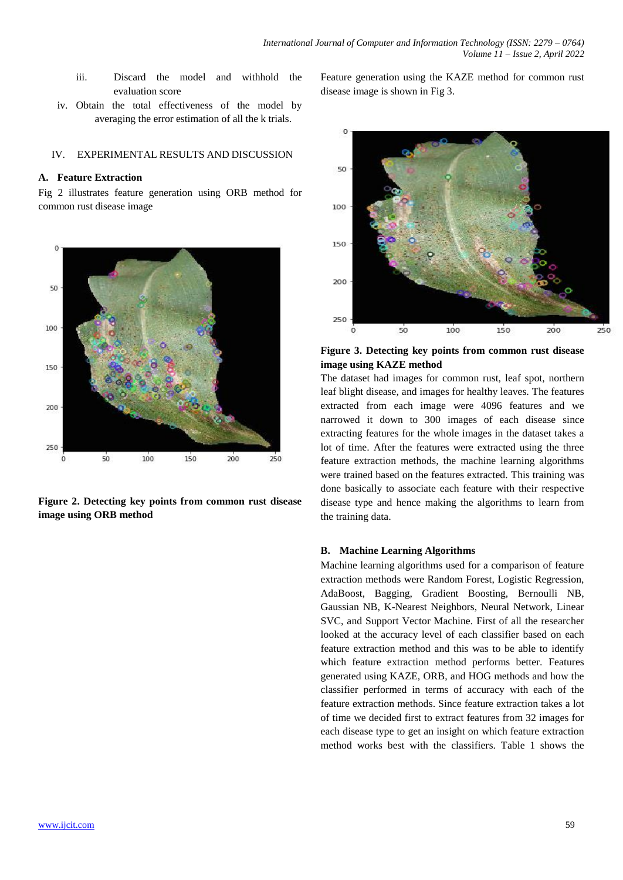iii. Discard the model and withhold the evaluation score

iv. Obtain the total effectiveness of the model by averaging the error estimation of all the k trials.

## IV. EXPERIMENTAL RESULTS AND DISCUSSION

### A. Feature Extraction

Fig 2 illustrates feature generation using ORB method for common rust disease image

**Figure 2. Detecting key points from common rust disease image using ORB method**

Feature generation using the KAZE method for common rust disease image is shown in Fig 3.

**Figure 3. Detecting key points from common rust disease image using KAZE method**

The dataset had images for common rust, leaf spot, northern leaf blight disease, and images for healthy leaves. The features extracted from each image were 4096 features and we narrowed it down to 300 images of each disease since extracting features for the whole images in the dataset takes a lot of time. After the features were extracted using the three feature extraction methods, the machine learning algorithms were trained based on the features extracted. This training was done basically to associate each feature with their respective disease type and hence making the algorithms to learn from the training data.

### B. Machine Learning Algorithms

Machine learning algorithms used for a comparison of feature extraction methods were Random Forest, Logistic Regression, AdaBoost, Bagging, Gradient Boosting, Bernoulli NB, Gaussian NB, K-Nearest Neighbors, Neural Network, Linear SVC, and Support Vector Machine. First of all the researcher looked at the accuracy level of each classifier based on each feature extraction method and this was to be able to identify which feature extraction method performs better. Features generated using KAZE, ORB, and HOG methods and how the classifier performed in terms of accuracy with each of the feature extraction methods. Since feature extraction takes a lot of time we decided first to extract features from 32 images for each disease type to get an insight on which feature extraction method works best with the classifiers. Table 1 shows the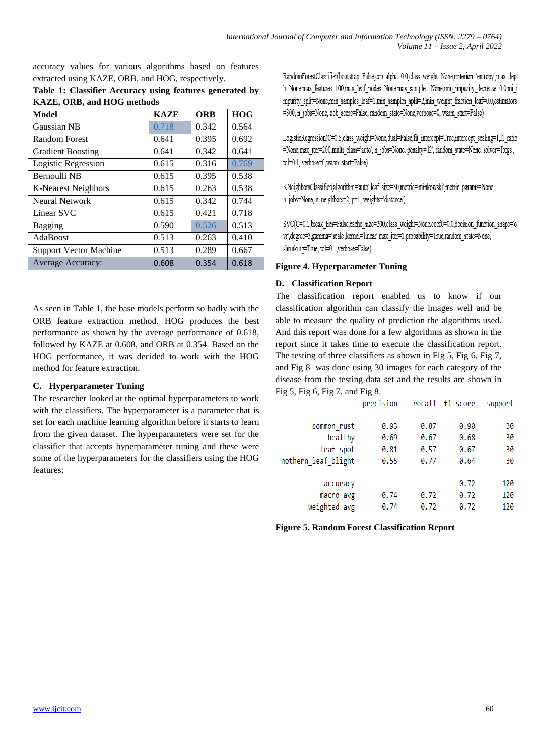accuracy values for various algorithms based on features extracted using KAZE, ORB, and HOG, respectively.

**Table 1: Classifier Accuracy using features generated by KAZE, ORB, and HOG methods**

| Model | KAZE | ORB | HOG |
|---|---|---|---|
| Gaussian NB | 0.718 | 0.342 | 0.564 |
| Random Forest | 0.641 | 0.395 | 0.692 |
| Gradient Boosting | 0.641 | 0.342 | 0.641 |
| Logistic Regression | 0.615 | 0.316 | 0.769 |
| Bernoulli NB | 0.615 | 0.395 | 0.538 |
| K-Nearest Neighbors | 0.615 | 0.263 | 0.538 |
| Neural Network | 0.615 | 0.342 | 0.744 |
| Linear SVC | 0.615 | 0.421 | 0.718 |
| Bagging | 0.590 | 0.526 | 0.513 |
| AdaBoost | 0.513 | 0.263 | 0.410 |
| Support Vector Machine | 0.513 | 0.289 | 0.667 |
| Average Accuracy: | 0.608 | 0.354 | 0.618 |

As seen in Table 1, the base models perform so badly with the ORB feature extraction method. HOG produces the best performance as shown by the average performance of 0.618, followed by KAZE at 0.608, and ORB at 0.354. Based on the HOG performance, it was decided to work with the HOG method for feature extraction.

### C. Hyperparameter Tuning

The researcher looked at the optimal hyperparameters to work with the classifiers. The hyperparameter is a parameter that is set for each machine learning algorithm before it starts to learn from the given dataset. The hyperparameters were set for the classifier that accepts hyperparameter tuning and these were some of the hyperparameters for the classifiers using the HOG features;

```
RandomForestClassifier(bootstrap=False,ccp_alpha=0.0,class_weight=None,criterion='entropy',max_depth=None,max_features=100,max_leaf_nodes=None,max_samples=None,min_impurity_decrease=0.0,min_impurity_split=None,min_samples_leaf=1,min_samples_split=2,min_weight_fraction_leaf=0.0,estimators=300, n_jobs=None, oob_score=False, random_state=None,verbose=0, warm_start=False)

LogisticRegression(C=0.5,class_weight=None,dual=False,fit_intercept=True,intercept_scaling=1,l1_ratio=None,max_iter=200,multi_class='auto', n_jobs=None, penalty='l2', random_state=None, solver='lbfgs', tol=0.1, verbose=0,warm_start=False)

KNeighborsClassifier(algorithm='auto',leaf_size=30,metric='minkowski',metric_params=None, n_jobs=None, n_neighbors=2, p=1, weights='distance')

SVC(C=0.1,break_ties=False,cache_size=200,class_weight=None,coef0=0.0,decision_function_shape='ovr',degree=3,gamma='scale',kernel='linear',max_iter=1,probability=True,random_state=None, shrinking=True, tol=0.1,verbose=False)
```

**Figure 4. Hyperparameter Tuning**

### D. Classification Report

The classification report enabled us to know if our classification algorithm can classify the images well and be able to measure the quality of prediction the algorithms used. And this report was done for a few algorithms as shown in the report since it takes time to execute the classification report. The testing of three classifiers as shown in Fig 5, Fig 6, Fig 7, and Fig 8 was done using 30 images for each category of the disease from the testing data set and the results are shown in Fig 5, Fig 6, Fig 7, and Fig 8.

```
                  precision    recall  f1-score   support

     common_rust       0.93      0.87      0.90        30
         healthy       0.69      0.67      0.68        30
       leaf_spot       0.81      0.57      0.67        30
nothern_leaf_blight    0.55      0.77      0.64        30

        accuracy                           0.72       120
       macro avg       0.74      0.72      0.72       120
    weighted avg       0.74      0.72      0.72       120
```

**Figure 5. Random Forest Classification Report**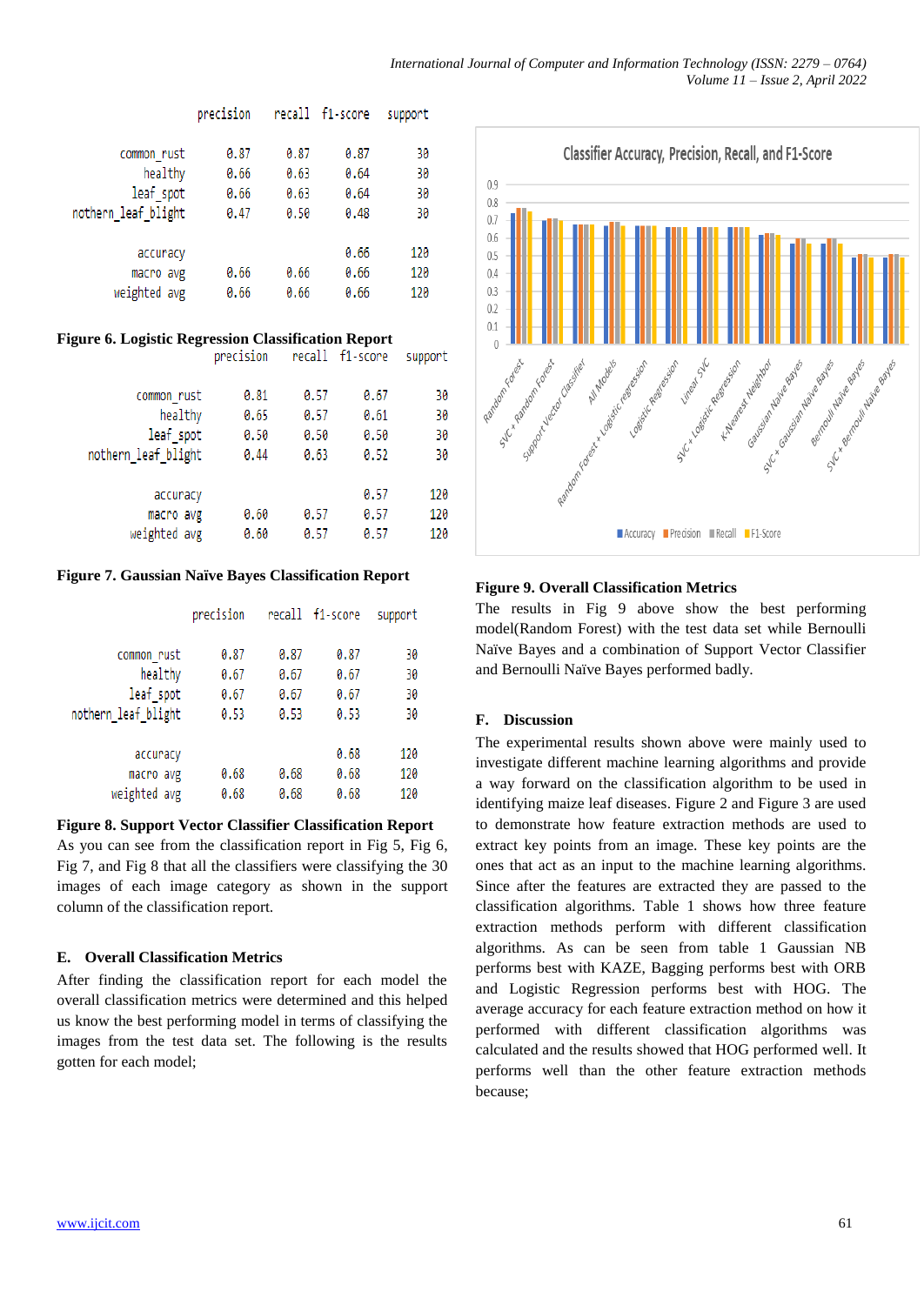| | precision | recall | f1-score | support |
|---|---|---|---|---|
| common_rust | 0.87 | 0.87 | 0.87 | 30 |
| healthy | 0.66 | 0.63 | 0.64 | 30 |
| leaf_spot | 0.66 | 0.63 | 0.64 | 30 |
| nothern_leaf_blight | 0.47 | 0.50 | 0.48 | 30 |
| accuracy | | | 0.66 | 120 |
| macro avg | 0.66 | 0.66 | 0.66 | 120 |
| weighted avg | 0.66 | 0.66 | 0.66 | 120 |

**Figure 6. Logistic Regression Classification Report**

| | precision | recall | f1-score | support |
|---|---|---|---|---|
| common_rust | 0.81 | 0.57 | 0.67 | 30 |
| healthy | 0.65 | 0.57 | 0.61 | 30 |
| leaf_spot | 0.50 | 0.50 | 0.50 | 30 |
| nothern_leaf_blight | 0.44 | 0.63 | 0.52 | 30 |
| accuracy | | | 0.57 | 120 |
| macro avg | 0.60 | 0.57 | 0.57 | 120 |
| weighted avg | 0.60 | 0.57 | 0.57 | 120 |

**Figure 7. Gaussian Naïve Bayes Classification Report**

| | precision | recall | f1-score | support |
|---|---|---|---|---|
| common_rust | 0.87 | 0.87 | 0.87 | 30 |
| healthy | 0.67 | 0.67 | 0.67 | 30 |
| leaf_spot | 0.67 | 0.67 | 0.67 | 30 |
| nothern_leaf_blight | 0.53 | 0.53 | 0.53 | 30 |
| accuracy | | | 0.68 | 120 |
| macro avg | 0.68 | 0.68 | 0.68 | 120 |
| weighted avg | 0.68 | 0.68 | 0.68 | 120 |

**Figure 8. Support Vector Classifier Classification Report**

As you can see from the classification report in Fig 5, Fig 6, Fig 7, and Fig 8 that all the classifiers were classifying the 30 images of each image category as shown in the support column of the classification report.

## E. Overall Classification Metrics

After finding the classification report for each model the overall classification metrics were determined and this helped us know the best performing model in terms of classifying the images from the test data set. The following is the results gotten for each model;

**Figure 9. Overall Classification Metrics**

The results in Fig 9 above show the best performing model(Random Forest) with the test data set while Bernoulli Naïve Bayes and a combination of Support Vector Classifier and Bernoulli Naïve Bayes performed badly.

## F. Discussion

The experimental results shown above were mainly used to investigate different machine learning algorithms and provide a way forward on the classification algorithm to be used in identifying maize leaf diseases. Figure 2 and Figure 3 are used to demonstrate how feature extraction methods are used to extract key points from an image. These key points are the ones that act as an input to the machine learning algorithms. Since after the features are extracted they are passed to the classification algorithms. Table 1 shows how three feature extraction methods perform with different classification algorithms. As can be seen from table 1 Gaussian NB performs best with KAZE, Bagging performs best with ORB and Logistic Regression performs best with HOG. The average accuracy for each feature extraction method on how it performed with different classification algorithms was calculated and the results showed that HOG performed well. It performs well than the other feature extraction methods because;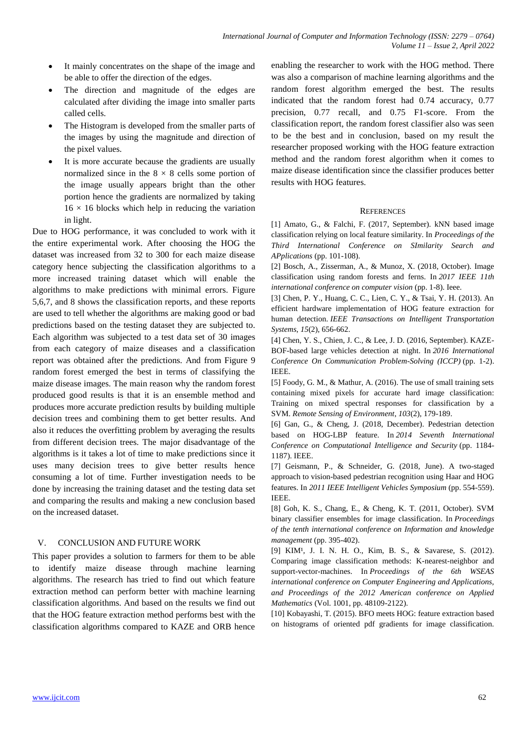- It mainly concentrates on the shape of the image and be able to offer the direction of the edges.
- The direction and magnitude of the edges are calculated after dividing the image into smaller parts called cells.
- The Histogram is developed from the smaller parts of the images by using the magnitude and direction of the pixel values.
- It is more accurate because the gradients are usually normalized since in the $8 \times 8$ cells some portion of the image usually appears bright than the other portion hence the gradients are normalized by taking $16 \times 16$ blocks which help in reducing the variation in light.

Due to HOG performance, it was concluded to work with it the entire experimental work. After choosing the HOG the dataset was increased from 32 to 300 for each maize disease category hence subjecting the classification algorithms to a more increased training dataset which will enable the algorithms to make predictions with minimal errors. Figure 5,6,7, and 8 shows the classification reports, and these reports are used to tell whether the algorithms are making good or bad predictions based on the testing dataset they are subjected to. Each algorithm was subjected to a test data set of 30 images from each category of maize diseases and a classification report was obtained after the predictions. And from Figure 9 random forest emerged the best in terms of classifying the maize disease images. The main reason why the random forest produced good results is that it is an ensemble method and produces more accurate prediction results by building multiple decision trees and combining them to get better results. And also it reduces the overfitting problem by averaging the results from different decision trees. The major disadvantage of the algorithms is it takes a lot of time to make predictions since it uses many decision trees to give better results hence consuming a lot of time. Further investigation needs to be done by increasing the training dataset and the testing data set and comparing the results and making a new conclusion based on the increased dataset.

## V. CONCLUSION AND FUTURE WORK

This paper provides a solution to farmers for them to be able to identify maize disease through machine learning algorithms. The research has tried to find out which feature extraction method can perform better with machine learning classification algorithms. And based on the results we find out that the HOG feature extraction method performs best with the classification algorithms compared to KAZE and ORB hence enabling the researcher to work with the HOG method. There was also a comparison of machine learning algorithms and the random forest algorithm emerged the best. The results indicated that the random forest had 0.74 accuracy, 0.77 precision, 0.77 recall, and 0.75 F1-score. From the classification report, the random forest classifier also was seen to be the best and in conclusion, based on my result the researcher proposed working with the HOG feature extraction method and the random forest algorithm when it comes to maize disease identification since the classifier produces better results with HOG features.

## REFERENCES

[1] Amato, G., & Falchi, F. (2017, September). kNN based image classification relying on local feature similarity. In *Proceedings of the Third International Conference on SImilarity Search and APplications* (pp. 101-108).

[2] Bosch, A., Zisserman, A., & Munoz, X. (2018, October). Image classification using random forests and ferns. In *2017 IEEE 11th international conference on computer vision* (pp. 1-8). Ieee.

[3] Chen, P. Y., Huang, C. C., Lien, C. Y., & Tsai, Y. H. (2013). An efficient hardware implementation of HOG feature extraction for human detection. *IEEE Transactions on Intelligent Transportation Systems*, *15*(2), 656-662.

[4] Chen, Y. S., Chien, J. C., & Lee, J. D. (2016, September). KAZE-BOF-based large vehicles detection at night. In *2016 International Conference On Communication Problem-Solving (ICCP)* (pp. 1-2). IEEE.

[5] Foody, G. M., & Mathur, A. (2016). The use of small training sets containing mixed pixels for accurate hard image classification: Training on mixed spectral responses for classification by a SVM. *Remote Sensing of Environment*, *103*(2), 179-189.

[6] Gan, G., & Cheng, J. (2018, December). Pedestrian detection based on HOG-LBP feature. In *2014 Seventh International Conference on Computational Intelligence and Security* (pp. 1184-1187). IEEE.

[7] Geismann, P., & Schneider, G. (2018, June). A two-staged approach to vision-based pedestrian recognition using Haar and HOG features. In *2011 IEEE Intelligent Vehicles Symposium* (pp. 554-559). IEEE.

[8] Goh, K. S., Chang, E., & Cheng, K. T. (2011, October). SVM binary classifier ensembles for image classification. In *Proceedings of the tenth international conference on Information and knowledge management* (pp. 395-402).

[9] KIM¹, J. I. N. H. O., Kim, B. S., & Savarese, S. (2012). Comparing image classification methods: K-nearest-neighbor and support-vector-machines. In *Proceedings of the 6th WSEAS international conference on Computer Engineering and Applications, and Proceedings of the 2012 American conference on Applied Mathematics* (Vol. 1001, pp. 48109-2122).

[10] Kobayashi, T. (2015). BFO meets HOG: feature extraction based on histograms of oriented pdf gradients for image classification.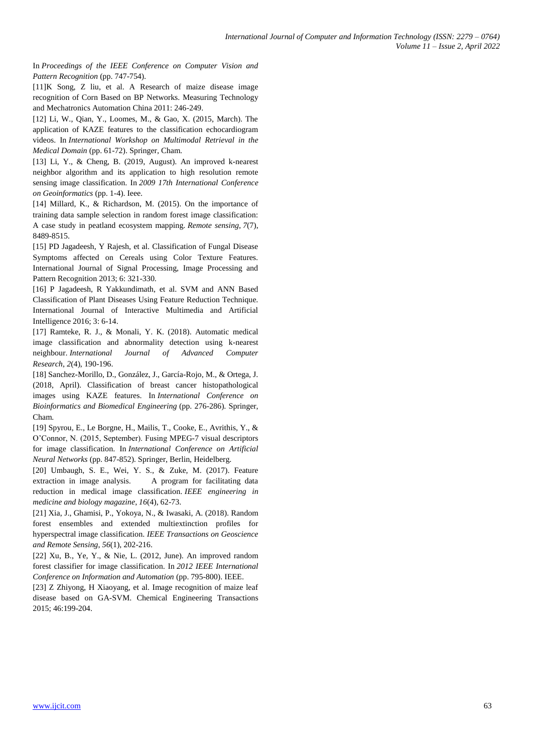In *Proceedings of the IEEE Conference on Computer Vision and Pattern Recognition* (pp. 747-754).

[11]K Song, Z liu, et al. A Research of maize disease image recognition of Corn Based on BP Networks. Measuring Technology and Mechatronics Automation China 2011: 246-249.

[12] Li, W., Qian, Y., Loomes, M., & Gao, X. (2015, March). The application of KAZE features to the classification echocardiogram videos. In *International Workshop on Multimodal Retrieval in the Medical Domain* (pp. 61-72). Springer, Cham.

[13] Li, Y., & Cheng, B. (2019, August). An improved k-nearest neighbor algorithm and its application to high resolution remote sensing image classification. In *2009 17th International Conference on Geoinformatics* (pp. 1-4). Ieee.

[14] Millard, K., & Richardson, M. (2015). On the importance of training data sample selection in random forest image classification: A case study in peatland ecosystem mapping. *Remote sensing*, *7*(7), 8489-8515.

[15] PD Jagadeesh, Y Rajesh, et al. Classification of Fungal Disease Symptoms affected on Cereals using Color Texture Features. International Journal of Signal Processing, Image Processing and Pattern Recognition 2013; 6: 321-330.

[16] P Jagadeesh, R Yakkundimath, et al. SVM and ANN Based Classification of Plant Diseases Using Feature Reduction Technique. International Journal of Interactive Multimedia and Artificial Intelligence 2016; 3: 6-14.

[17] Ramteke, R. J., & Monali, Y. K. (2018). Automatic medical image classification and abnormality detection using k-nearest neighbour. *International Journal of Advanced Computer Research*, *2*(4), 190-196.

[18] Sanchez-Morillo, D., González, J., García-Rojo, M., & Ortega, J. (2018, April). Classification of breast cancer histopathological images using KAZE features. In *International Conference on Bioinformatics and Biomedical Engineering* (pp. 276-286). Springer, Cham.

[19] Spyrou, E., Le Borgne, H., Mailis, T., Cooke, E., Avrithis, Y., & O'Connor, N. (2015, September). Fusing MPEG-7 visual descriptors for image classification. In *International Conference on Artificial Neural Networks* (pp. 847-852). Springer, Berlin, Heidelberg.

[20] Umbaugh, S. E., Wei, Y. S., & Zuke, M. (2017). Feature extraction in image analysis. A program for facilitating data reduction in medical image classification. *IEEE engineering in medicine and biology magazine*, *16*(4), 62-73.

[21] Xia, J., Ghamisi, P., Yokoya, N., & Iwasaki, A. (2018). Random forest ensembles and extended multiextinction profiles for hyperspectral image classification. *IEEE Transactions on Geoscience and Remote Sensing*, *56*(1), 202-216.

[22] Xu, B., Ye, Y., & Nie, L. (2012, June). An improved random forest classifier for image classification. In *2012 IEEE International Conference on Information and Automation* (pp. 795-800). IEEE.

[23] Z Zhiyong, H Xiaoyang, et al. Image recognition of maize leaf disease based on GA-SVM. Chemical Engineering Transactions 2015; 46:199-204.